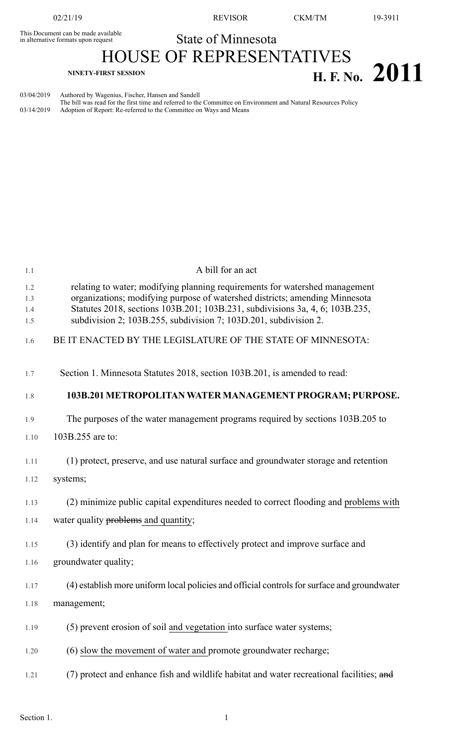This Document can be made available in alternative formats upon request

State of Minnesota

# HOUSE OF REPRESENTATIVES

**NINETY-FIRST SESSION**

# H. F. No. 2011

03/04/2019 Authored by Wagenius, Fischer, Hansen and Sandell
The bill was read for the first time and referred to the Committee on Environment and Natural Resources Policy
03/14/2019 Adoption of Report: Re-referred to the Committee on Ways and Means

A bill for an act

relating to water; modifying planning requirements for watershed management organizations; modifying purpose of watershed districts; amending Minnesota Statutes 2018, sections 103B.201; 103B.231, subdivisions 3a, 4, 6; 103B.235, subdivision 2; 103B.255, subdivision 7; 103D.201, subdivision 2.

BE IT ENACTED BY THE LEGISLATURE OF THE STATE OF MINNESOTA:

Section 1. Minnesota Statutes 2018, section 103B.201, is amended to read:

**103B.201 METROPOLITAN WATER MANAGEMENT PROGRAM; PURPOSE.**

The purposes of the water management programs required by sections 103B.205 to 103B.255 are to:

(1) protect, preserve, and use natural surface and groundwater storage and retention systems;

(2) minimize public capital expenditures needed to correct flooding and problems with water quality ~~problems~~ and quantity;

(3) identify and plan for means to effectively protect and improve surface and groundwater quality;

(4) establish more uniform local policies and official controls for surface and groundwater management;

(5) prevent erosion of soil and vegetation into surface water systems;

(6) slow the movement of water and promote groundwater recharge;

(7) protect and enhance fish and wildlife habitat and water recreational facilities; ~~and~~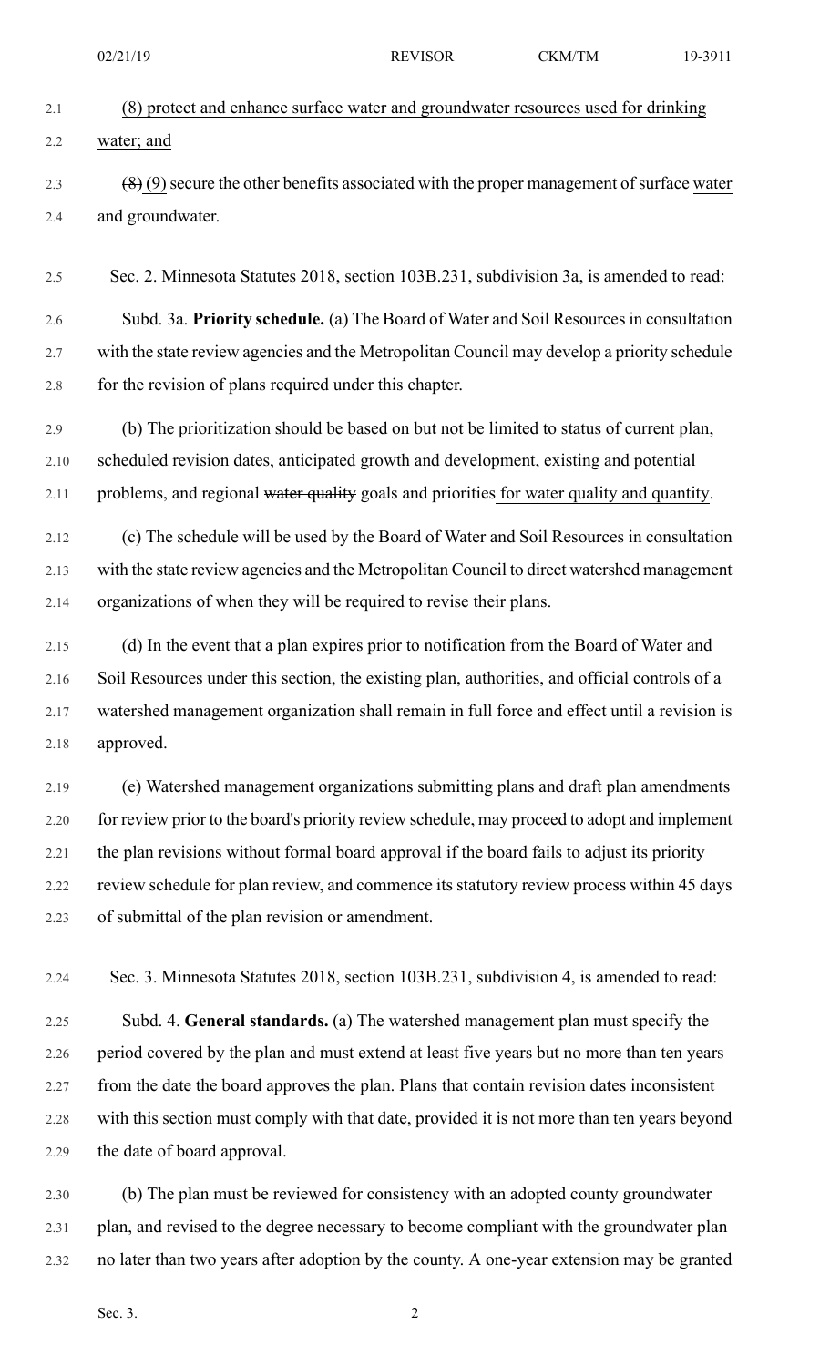(8) protect and enhance surface water and groundwater resources used for drinking water; and

~~(8)~~ (9) secure the other benefits associated with the proper management of surface water and groundwater.

Sec. 2. Minnesota Statutes 2018, section 103B.231, subdivision 3a, is amended to read:

Subd. 3a. **Priority schedule.** (a) The Board of Water and Soil Resources in consultation with the state review agencies and the Metropolitan Council may develop a priority schedule for the revision of plans required under this chapter.

(b) The prioritization should be based on but not be limited to status of current plan, scheduled revision dates, anticipated growth and development, existing and potential problems, and regional ~~water quality~~ goals and priorities for water quality and quantity.

(c) The schedule will be used by the Board of Water and Soil Resources in consultation with the state review agencies and the Metropolitan Council to direct watershed management organizations of when they will be required to revise their plans.

(d) In the event that a plan expires prior to notification from the Board of Water and Soil Resources under this section, the existing plan, authorities, and official controls of a watershed management organization shall remain in full force and effect until a revision is approved.

(e) Watershed management organizations submitting plans and draft plan amendments for review prior to the board's priority review schedule, may proceed to adopt and implement the plan revisions without formal board approval if the board fails to adjust its priority review schedule for plan review, and commence its statutory review process within 45 days of submittal of the plan revision or amendment.

Sec. 3. Minnesota Statutes 2018, section 103B.231, subdivision 4, is amended to read:

Subd. 4. **General standards.** (a) The watershed management plan must specify the period covered by the plan and must extend at least five years but no more than ten years from the date the board approves the plan. Plans that contain revision dates inconsistent with this section must comply with that date, provided it is not more than ten years beyond the date of board approval.

(b) The plan must be reviewed for consistency with an adopted county groundwater plan, and revised to the degree necessary to become compliant with the groundwater plan no later than two years after adoption by the county. A one-year extension may be granted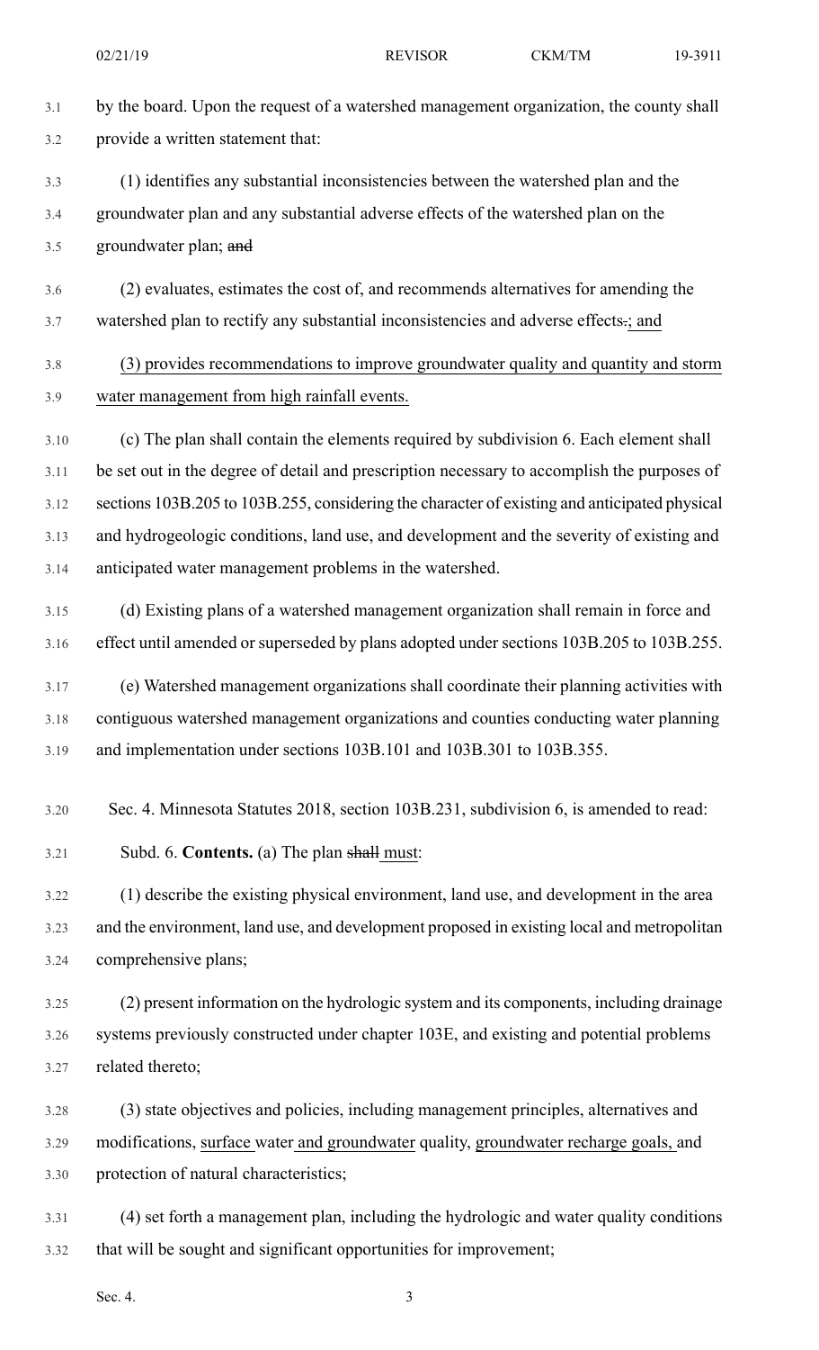by the board. Upon the request of a watershed management organization, the county shall provide a written statement that:

(1) identifies any substantial inconsistencies between the watershed plan and the groundwater plan and any substantial adverse effects of the watershed plan on the groundwater plan; ~~and~~

(2) evaluates, estimates the cost of, and recommends alternatives for amending the watershed plan to rectify any substantial inconsistencies and adverse effects~~.~~<u>; and</u>

<u>(3) provides recommendations to improve groundwater quality and quantity and storm water management from high rainfall events.</u>

(c) The plan shall contain the elements required by subdivision 6. Each element shall be set out in the degree of detail and prescription necessary to accomplish the purposes of sections 103B.205 to 103B.255, considering the character of existing and anticipated physical and hydrogeologic conditions, land use, and development and the severity of existing and anticipated water management problems in the watershed.

(d) Existing plans of a watershed management organization shall remain in force and effect until amended or superseded by plans adopted under sections 103B.205 to 103B.255.

(e) Watershed management organizations shall coordinate their planning activities with contiguous watershed management organizations and counties conducting water planning and implementation under sections 103B.101 and 103B.301 to 103B.355.

Sec. 4. Minnesota Statutes 2018, section 103B.231, subdivision 6, is amended to read:

Subd. 6. **Contents.** (a) The plan ~~shall~~ <u>must</u>:

(1) describe the existing physical environment, land use, and development in the area and the environment, land use, and development proposed in existing local and metropolitan comprehensive plans;

(2) present information on the hydrologic system and its components, including drainage systems previously constructed under chapter 103E, and existing and potential problems related thereto;

(3) state objectives and policies, including management principles, alternatives and modifications, <u>surface</u> water <u>and groundwater</u> quality, <u>groundwater recharge goals,</u> and protection of natural characteristics;

(4) set forth a management plan, including the hydrologic and water quality conditions that will be sought and significant opportunities for improvement;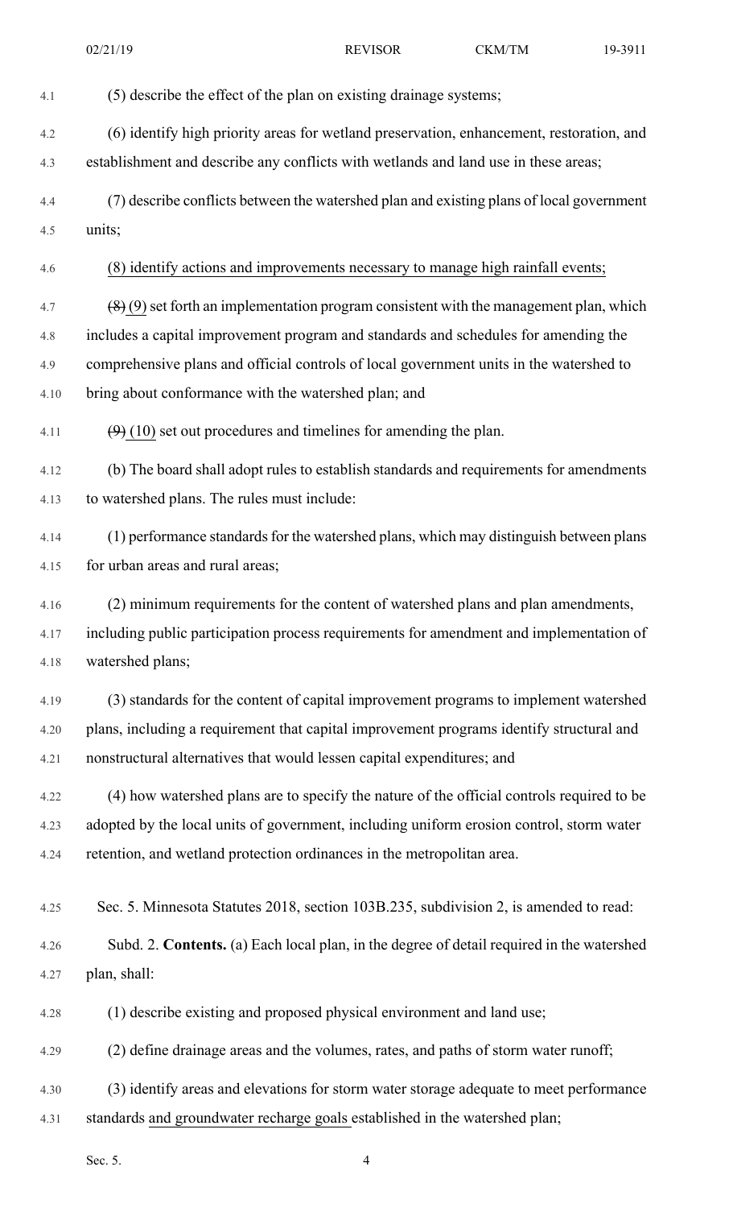(5) describe the effect of the plan on existing drainage systems;

(6) identify high priority areas for wetland preservation, enhancement, restoration, and establishment and describe any conflicts with wetlands and land use in these areas;

(7) describe conflicts between the watershed plan and existing plans of local government units;

<u>(8) identify actions and improvements necessary to manage high rainfall events;</u>

~~(8)~~ <u>(9)</u> set forth an implementation program consistent with the management plan, which includes a capital improvement program and standards and schedules for amending the comprehensive plans and official controls of local government units in the watershed to bring about conformance with the watershed plan; and

~~(9)~~ <u>(10)</u> set out procedures and timelines for amending the plan.

(b) The board shall adopt rules to establish standards and requirements for amendments to watershed plans. The rules must include:

(1) performance standards for the watershed plans, which may distinguish between plans for urban areas and rural areas;

(2) minimum requirements for the content of watershed plans and plan amendments, including public participation process requirements for amendment and implementation of watershed plans;

(3) standards for the content of capital improvement programs to implement watershed plans, including a requirement that capital improvement programs identify structural and nonstructural alternatives that would lessen capital expenditures; and

(4) how watershed plans are to specify the nature of the official controls required to be adopted by the local units of government, including uniform erosion control, storm water retention, and wetland protection ordinances in the metropolitan area.

Sec. 5. Minnesota Statutes 2018, section 103B.235, subdivision 2, is amended to read:

Subd. 2. **Contents.** (a) Each local plan, in the degree of detail required in the watershed plan, shall:

(1) describe existing and proposed physical environment and land use;

(2) define drainage areas and the volumes, rates, and paths of storm water runoff;

(3) identify areas and elevations for storm water storage adequate to meet performance standards <u>and groundwater recharge goals</u> established in the watershed plan;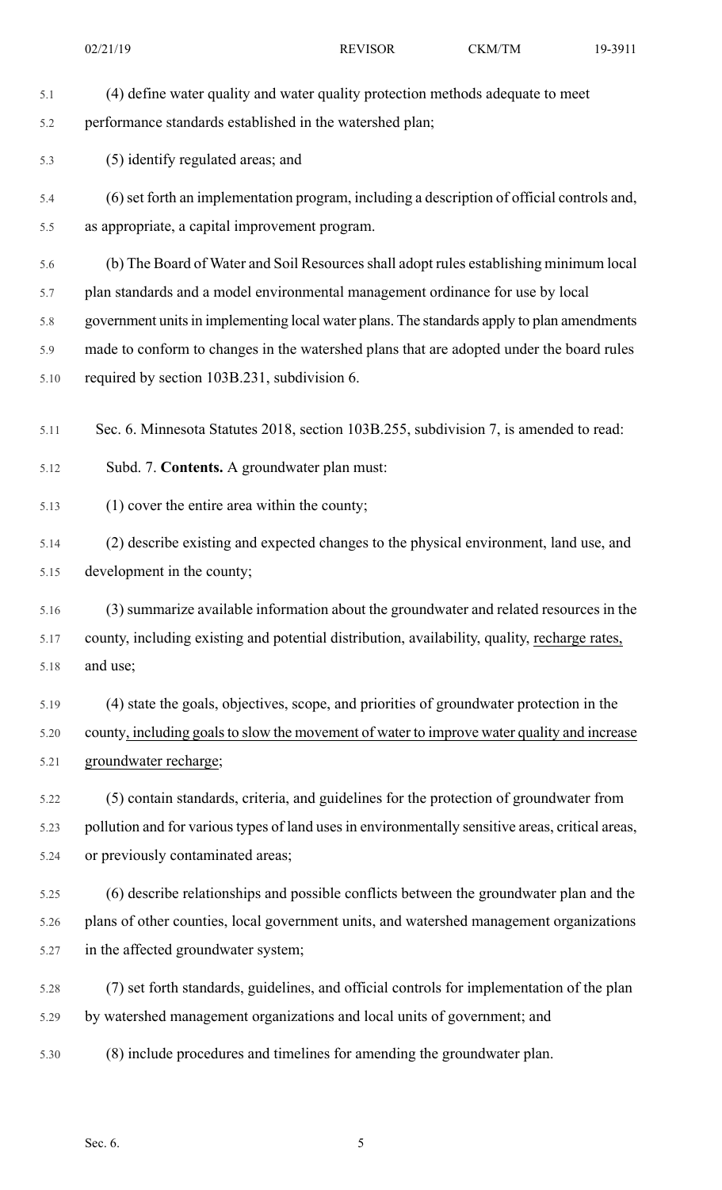(4) define water quality and water quality protection methods adequate to meet performance standards established in the watershed plan;

(5) identify regulated areas; and

(6) set forth an implementation program, including a description of official controls and, as appropriate, a capital improvement program.

(b) The Board of Water and Soil Resources shall adopt rules establishing minimum local plan standards and a model environmental management ordinance for use by local government units in implementing local water plans. The standards apply to plan amendments made to conform to changes in the watershed plans that are adopted under the board rules required by section 103B.231, subdivision 6.

Sec. 6. Minnesota Statutes 2018, section 103B.255, subdivision 7, is amended to read:

Subd. 7. **Contents.** A groundwater plan must:

(1) cover the entire area within the county;

(2) describe existing and expected changes to the physical environment, land use, and development in the county;

(3) summarize available information about the groundwater and related resources in the county, including existing and potential distribution, availability, quality, recharge rates, and use;

(4) state the goals, objectives, scope, and priorities of groundwater protection in the county, including goals to slow the movement of water to improve water quality and increase groundwater recharge;

(5) contain standards, criteria, and guidelines for the protection of groundwater from pollution and for various types of land uses in environmentally sensitive areas, critical areas, or previously contaminated areas;

(6) describe relationships and possible conflicts between the groundwater plan and the plans of other counties, local government units, and watershed management organizations in the affected groundwater system;

(7) set forth standards, guidelines, and official controls for implementation of the plan by watershed management organizations and local units of government; and

(8) include procedures and timelines for amending the groundwater plan.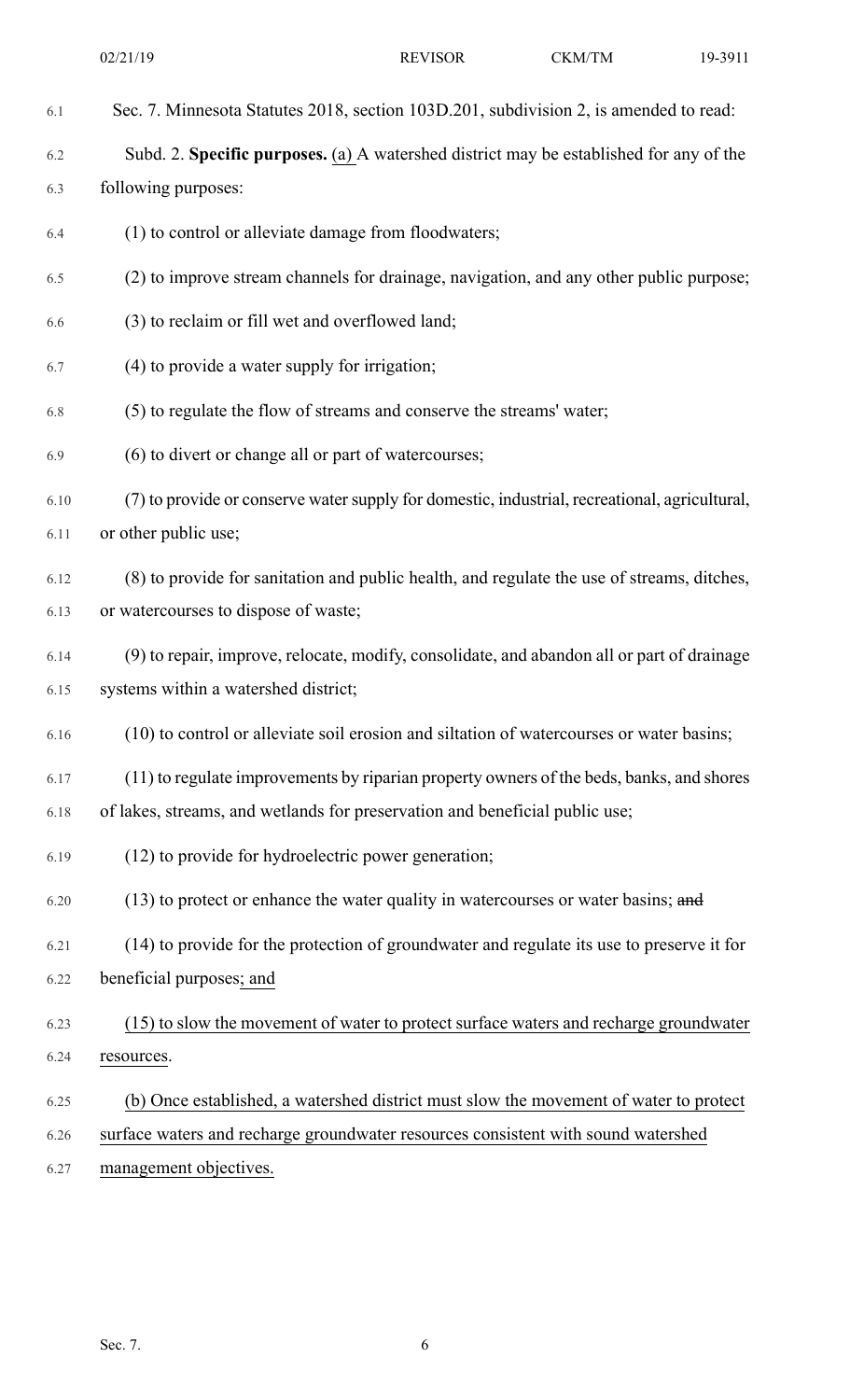Sec. 7. Minnesota Statutes 2018, section 103D.201, subdivision 2, is amended to read:

Subd. 2. **Specific purposes.** (a) A watershed district may be established for any of the following purposes:

(1) to control or alleviate damage from floodwaters;

(2) to improve stream channels for drainage, navigation, and any other public purpose;

(3) to reclaim or fill wet and overflowed land;

(4) to provide a water supply for irrigation;

(5) to regulate the flow of streams and conserve the streams' water;

(6) to divert or change all or part of watercourses;

(7) to provide or conserve water supply for domestic, industrial, recreational, agricultural, or other public use;

(8) to provide for sanitation and public health, and regulate the use of streams, ditches, or watercourses to dispose of waste;

(9) to repair, improve, relocate, modify, consolidate, and abandon all or part of drainage systems within a watershed district;

(10) to control or alleviate soil erosion and siltation of watercourses or water basins;

(11) to regulate improvements by riparian property owners of the beds, banks, and shores of lakes, streams, and wetlands for preservation and beneficial public use;

(12) to provide for hydroelectric power generation;

(13) to protect or enhance the water quality in watercourses or water basins; ~~and~~

(14) to provide for the protection of groundwater and regulate its use to preserve it for beneficial purposes; and

(15) to slow the movement of water to protect surface waters and recharge groundwater resources.

(b) Once established, a watershed district must slow the movement of water to protect surface waters and recharge groundwater resources consistent with sound watershed management objectives.